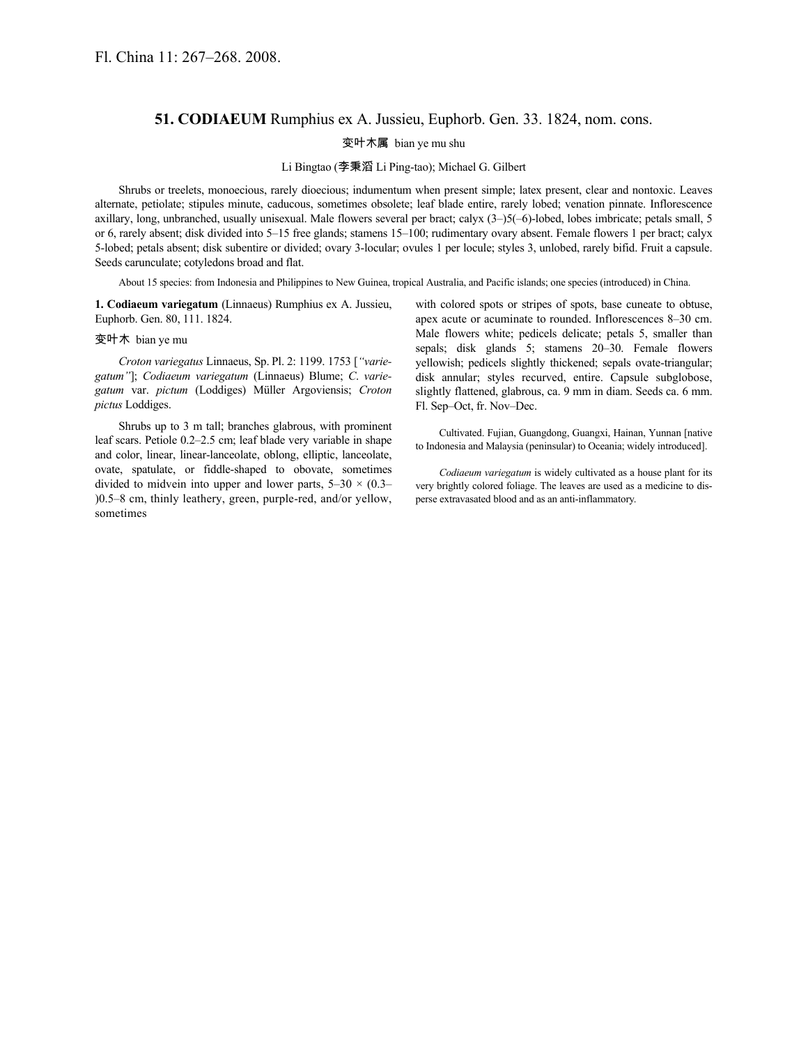Fl. China 11: 267–268. 2008.

## 51. **CODIAEUM** Rumphius ex A. Jussieu, Euphorb. Gen. 33. 1824, nom. cons.

变叶木属 bian ye mu shu

Li Bingtao (李秉滔 Li Ping-tao); Michael G. Gilbert

Shrubs or treelets, monoecious, rarely dioecious; indumentum when present simple; latex present, clear and nontoxic. Leaves alternate, petiolate; stipules minute, caducous, sometimes obsolete; leaf blade entire, rarely lobed; venation pinnate. Inflorescence axillary, long, unbranched, usually unisexual. Male flowers several per bract; calyx (3–)5(–6)-lobed, lobes imbricate; petals small, 5 or 6, rarely absent; disk divided into 5–15 free glands; stamens 15–100; rudimentary ovary absent. Female flowers 1 per bract; calyx 5-lobed; petals absent; disk subentire or divided; ovary 3-locular; ovules 1 per locule; styles 3, unlobed, rarely bifid. Fruit a capsule. Seeds carunculate; cotyledons broad and flat.

About 15 species: from Indonesia and Philippines to New Guinea, tropical Australia, and Pacific islands; one species (introduced) in China.

**1. Codiaeum variegatum** (Linnaeus) Rumphius ex A. Jussieu, Euphorb. Gen. 80, 111. 1824.

变叶木 bian ye mu

*Croton variegatus* Linnaeus, Sp. Pl. 2: 1199. 1753 [*"variegatum"*]; *Codiaeum variegatum* (Linnaeus) Blume; *C. variegatum* var. *pictum* (Loddiges) Müller Argoviensis; *Croton pictus* Loddiges.

Shrubs up to 3 m tall; branches glabrous, with prominent leaf scars. Petiole 0.2–2.5 cm; leaf blade very variable in shape and color, linear, linear-lanceolate, oblong, elliptic, lanceolate, ovate, spatulate, or fiddle-shaped to obovate, sometimes divided to midvein into upper and lower parts, 5–30 × (0.3–)0.5–8 cm, thinly leathery, green, purple-red, and/or yellow, sometimes with colored spots or stripes of spots, base cuneate to obtuse, apex acute or acuminate to rounded. Inflorescences 8–30 cm. Male flowers white; pedicels delicate; petals 5, smaller than sepals; disk glands 5; stamens 20–30. Female flowers yellowish; pedicels slightly thickened; sepals ovate-triangular; disk annular; styles recurved, entire. Capsule subglobose, slightly flattened, glabrous, ca. 9 mm in diam. Seeds ca. 6 mm. Fl. Sep–Oct, fr. Nov–Dec.

Cultivated. Fujian, Guangdong, Guangxi, Hainan, Yunnan [native to Indonesia and Malaysia (peninsular) to Oceania; widely introduced].

*Codiaeum variegatum* is widely cultivated as a house plant for its very brightly colored foliage. The leaves are used as a medicine to disperse extravasated blood and as an anti-inflammatory.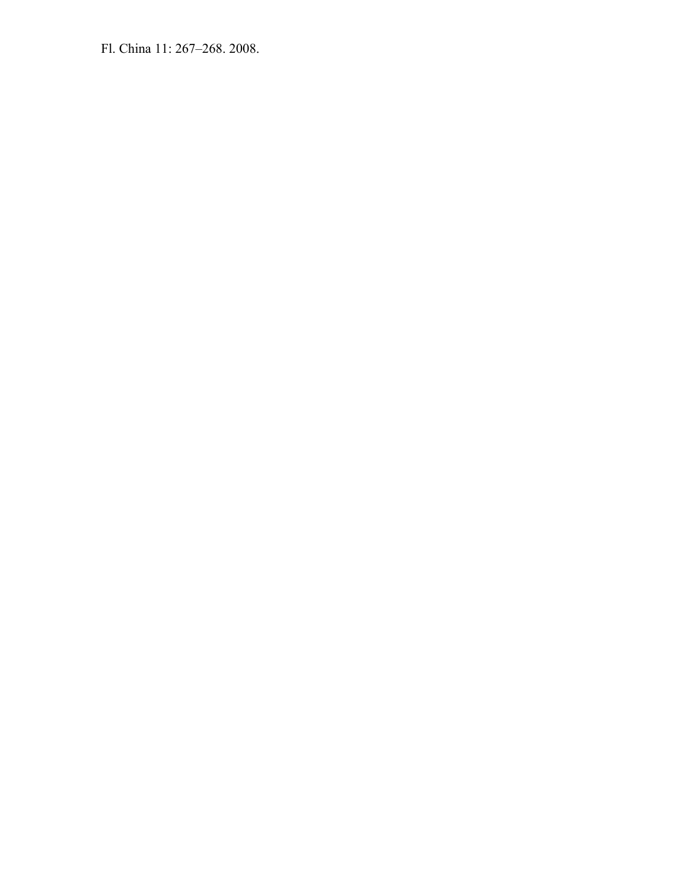Fl. China 11: 267–268. 2008.